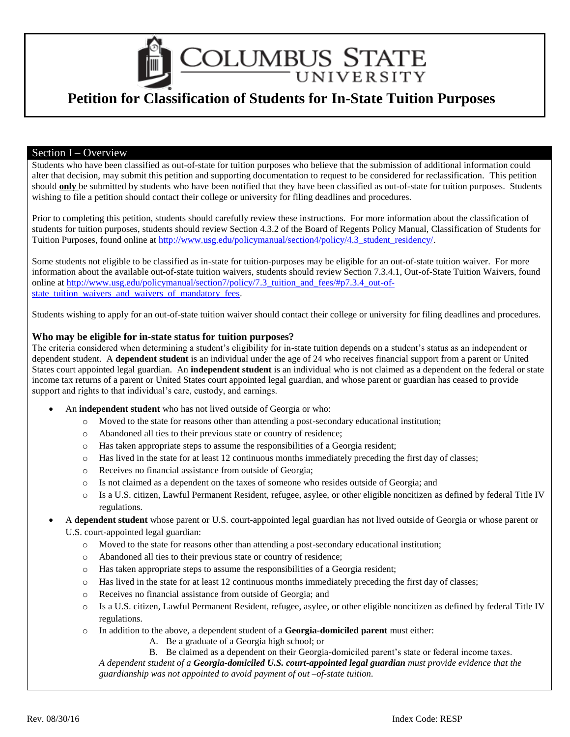# COLUMBUS STATE UNIVERSITY

# Petition for Classification of Students for In-State Tuition Purposes

## Section I – Overview

Students who have been classified as out-of-state for tuition purposes who believe that the submission of additional information could alter that decision, may submit this petition and supporting documentation to request to be considered for reclassification. This petition should **only** be submitted by students who have been notified that they have been classified as out-of-state for tuition purposes. Students wishing to file a petition should contact their college or university for filing deadlines and procedures.

Prior to completing this petition, students should carefully review these instructions. For more information about the classification of students for tuition purposes, students should review Section 4.3.2 of the Board of Regents Policy Manual, Classification of Students for Tuition Purposes, found online at http://www.usg.edu/policymanual/section4/policy/4.3_student_residency/.

Some students not eligible to be classified as in-state for tuition-purposes may be eligible for an out-of-state tuition waiver. For more information about the available out-of-state tuition waivers, students should review Section 7.3.4.1, Out-of-State Tuition Waivers, found online at http://www.usg.edu/policymanual/section7/policy/7.3_tuition_and_fees/#p7.3.4_out-of-state_tuition_waivers_and_waivers_of_mandatory_fees.

Students wishing to apply for an out-of-state tuition waiver should contact their college or university for filing deadlines and procedures.

### Who may be eligible for in-state status for tuition purposes?

The criteria considered when determining a student's eligibility for in-state tuition depends on a student's status as an independent or dependent student. A **dependent student** is an individual under the age of 24 who receives financial support from a parent or United States court appointed legal guardian. An **independent student** is an individual who is not claimed as a dependent on the federal or state income tax returns of a parent or United States court appointed legal guardian, and whose parent or guardian has ceased to provide support and rights to that individual's care, custody, and earnings.

- An **independent student** who has not lived outside of Georgia or who:
  - Moved to the state for reasons other than attending a post-secondary educational institution;
  - Abandoned all ties to their previous state or country of residence;
  - Has taken appropriate steps to assume the responsibilities of a Georgia resident;
  - Has lived in the state for at least 12 continuous months immediately preceding the first day of classes;
  - Receives no financial assistance from outside of Georgia;
  - Is not claimed as a dependent on the taxes of someone who resides outside of Georgia; and
  - Is a U.S. citizen, Lawful Permanent Resident, refugee, asylee, or other eligible noncitizen as defined by federal Title IV regulations.
- A **dependent student** whose parent or U.S. court-appointed legal guardian has not lived outside of Georgia or whose parent or U.S. court-appointed legal guardian:
  - Moved to the state for reasons other than attending a post-secondary educational institution;
  - Abandoned all ties to their previous state or country of residence;
  - Has taken appropriate steps to assume the responsibilities of a Georgia resident;
  - Has lived in the state for at least 12 continuous months immediately preceding the first day of classes;
  - Receives no financial assistance from outside of Georgia; and
  - Is a U.S. citizen, Lawful Permanent Resident, refugee, asylee, or other eligible noncitizen as defined by federal Title IV regulations.
  - In addition to the above, a dependent student of a **Georgia-domiciled parent** must either:
    - A. Be a graduate of a Georgia high school; or
    - B. Be claimed as a dependent on their Georgia-domiciled parent's state or federal income taxes.

    *A dependent student of a* ***Georgia-domiciled U.S. court-appointed legal guardian*** *must provide evidence that the guardianship was not appointed to avoid payment of out –of-state tuition.*

Rev. 08/30/16 Index Code: RESP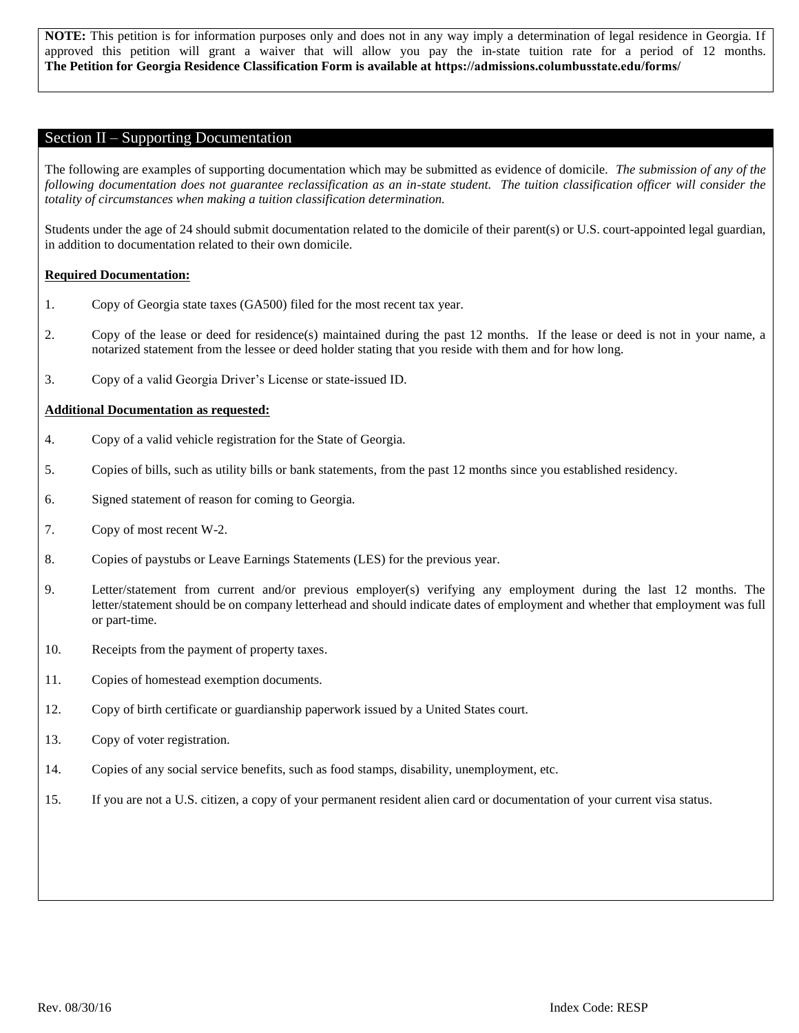**NOTE:** This petition is for information purposes only and does not in any way imply a determination of legal residence in Georgia. If approved this petition will grant a waiver that will allow you pay the in-state tuition rate for a period of 12 months. **The Petition for Georgia Residence Classification Form is available at https://admissions.columbusstate.edu/forms/**

## Section II – Supporting Documentation

The following are examples of supporting documentation which may be submitted as evidence of domicile. *The submission of any of the following documentation does not guarantee reclassification as an in-state student. The tuition classification officer will consider the totality of circumstances when making a tuition classification determination.*

Students under the age of 24 should submit documentation related to the domicile of their parent(s) or U.S. court-appointed legal guardian, in addition to documentation related to their own domicile.

**Required Documentation:**

1. Copy of Georgia state taxes (GA500) filed for the most recent tax year.
2. Copy of the lease or deed for residence(s) maintained during the past 12 months. If the lease or deed is not in your name, a notarized statement from the lessee or deed holder stating that you reside with them and for how long.
3. Copy of a valid Georgia Driver's License or state-issued ID.

**Additional Documentation as requested:**

4. Copy of a valid vehicle registration for the State of Georgia.
5. Copies of bills, such as utility bills or bank statements, from the past 12 months since you established residency.
6. Signed statement of reason for coming to Georgia.
7. Copy of most recent W-2.
8. Copies of paystubs or Leave Earnings Statements (LES) for the previous year.
9. Letter/statement from current and/or previous employer(s) verifying any employment during the last 12 months. The letter/statement should be on company letterhead and should indicate dates of employment and whether that employment was full or part-time.
10. Receipts from the payment of property taxes.
11. Copies of homestead exemption documents.
12. Copy of birth certificate or guardianship paperwork issued by a United States court.
13. Copy of voter registration.
14. Copies of any social service benefits, such as food stamps, disability, unemployment, etc.
15. If you are not a U.S. citizen, a copy of your permanent resident alien card or documentation of your current visa status.

Rev. 08/30/16 Index Code: RESP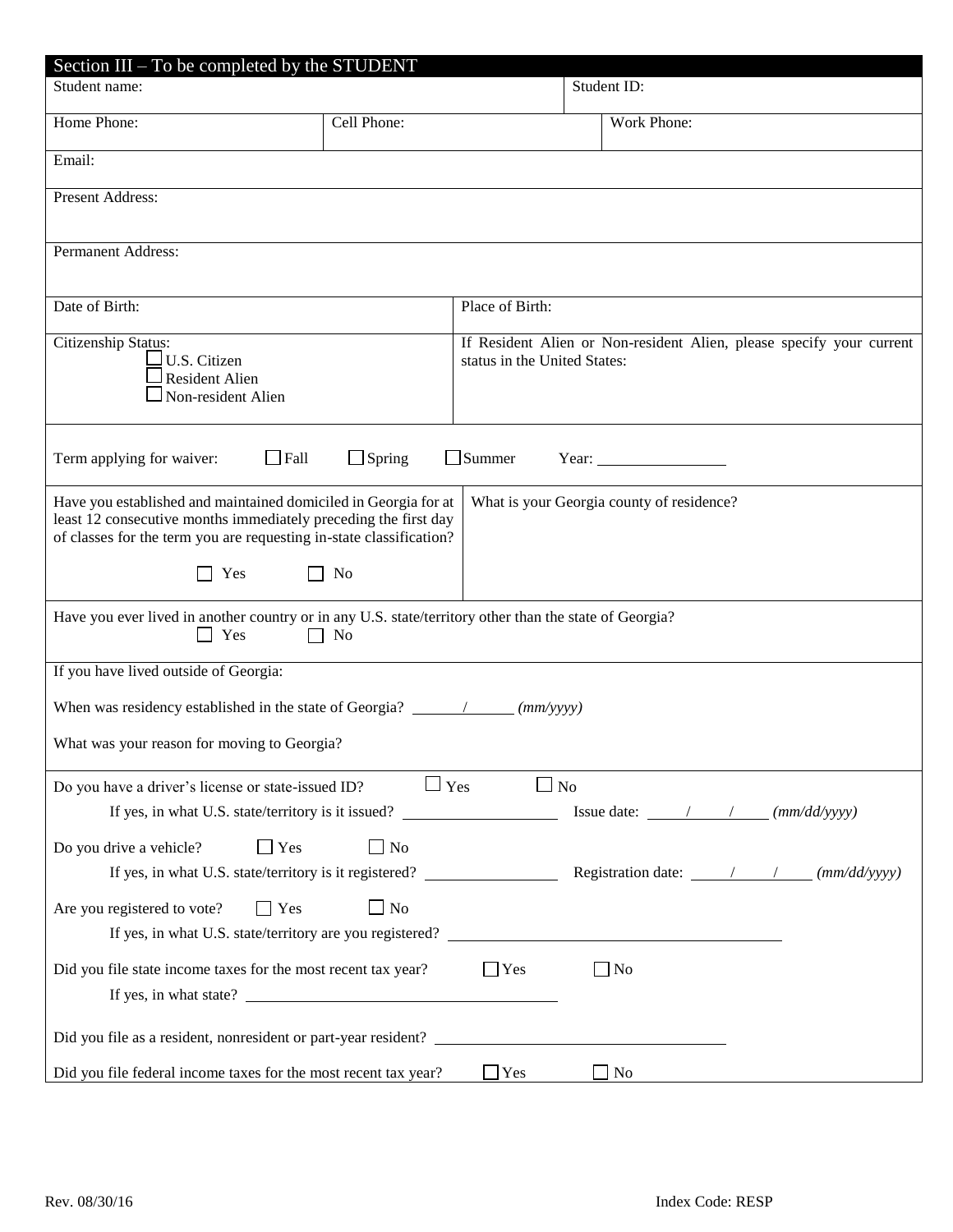## Section III – To be completed by the STUDENT

Student name:  Student ID:

Home Phone:  Cell Phone:  Work Phone:

Email:

Present Address:

Permanent Address:

Date of Birth:  Place of Birth:

Citizenship Status:
- ☐ U.S. Citizen
- ☐ Resident Alien
- ☐ Non-resident Alien

If Resident Alien or Non-resident Alien, please specify your current status in the United States:

Term applying for waiver: ☐ Fall ☐ Spring ☐ Summer Year: ________________

Have you established and maintained domiciled in Georgia for at least 12 consecutive months immediately preceding the first day of classes for the term you are requesting in-state classification?

☐ Yes ☐ No

What is your Georgia county of residence?

Have you ever lived in another country or in any U.S. state/territory other than the state of Georgia?
☐ Yes ☐ No

If you have lived outside of Georgia:

When was residency established in the state of Georgia? ______/______ *(mm/yyyy)*

What was your reason for moving to Georgia?

Do you have a driver's license or state-issued ID? ☐ Yes ☐ No

If yes, in what U.S. state/territory is it issued? ____________________ Issue date: _____/_____/_____ *(mm/dd/yyyy)*

Do you drive a vehicle? ☐ Yes ☐ No

If yes, in what U.S. state/territory is it registered? ________________ Registration date: _____/_____/_____ *(mm/dd/yyyy)*

Are you registered to vote? ☐ Yes ☐ No

If yes, in what U.S. state/territory are you registered? ________________________________________

Did you file state income taxes for the most recent tax year? ☐ Yes ☐ No

If yes, in what state? ________________________________________

Did you file as a resident, nonresident or part-year resident? ____________________________________

Did you file federal income taxes for the most recent tax year? ☐ Yes ☐ No

Rev. 08/30/16 Index Code: RESP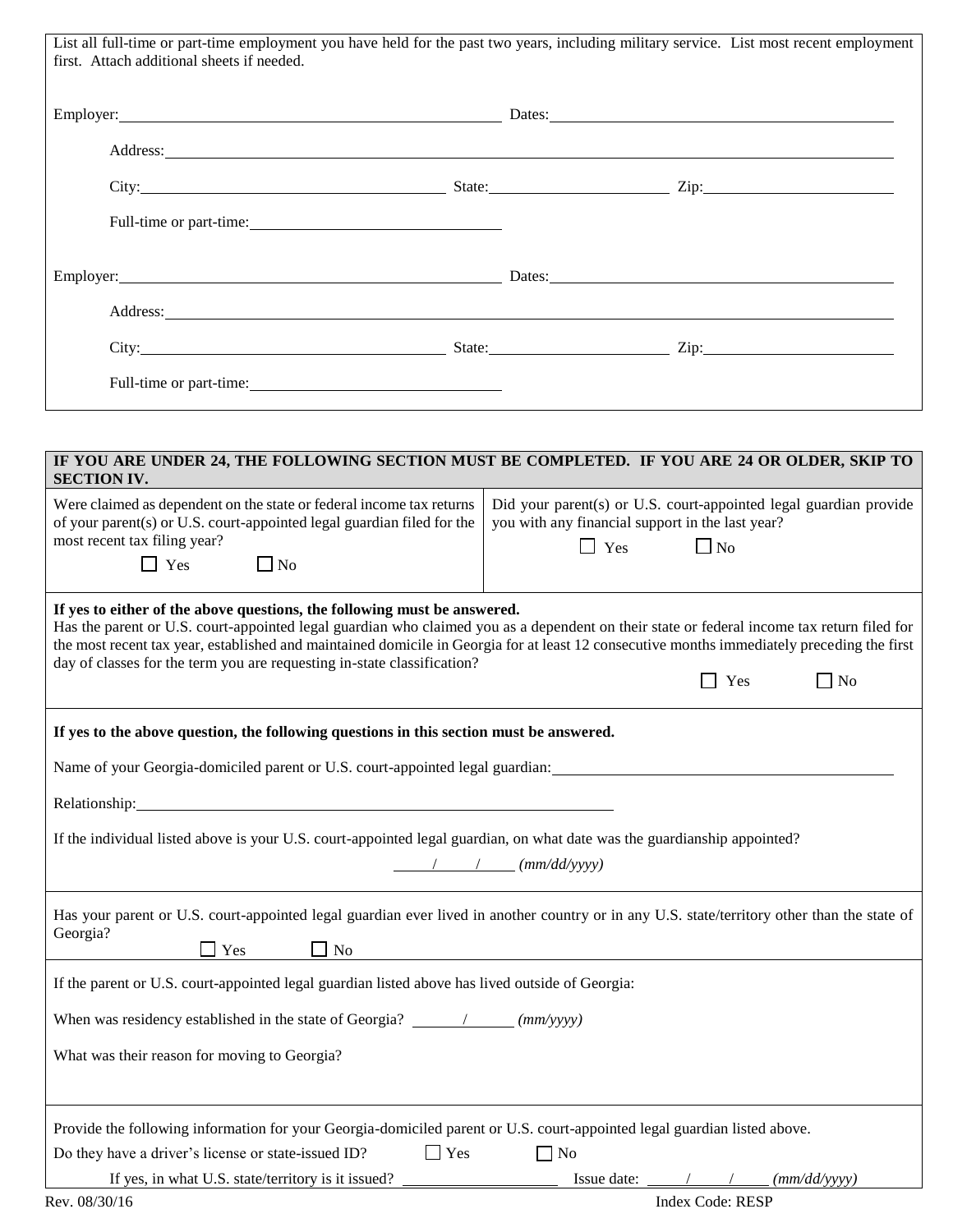List all full-time or part-time employment you have held for the past two years, including military service. List most recent employment first. Attach additional sheets if needed.

Employer: ______________________ Dates: ______________________

Address: ______________________

City: ______________________ State: ______________ Zip: ______________

Full-time or part-time: ______________________

Employer: ______________________ Dates: ______________________

Address: ______________________

City: ______________________ State: ______________ Zip: ______________

Full-time or part-time: ______________________

**IF YOU ARE UNDER 24, THE FOLLOWING SECTION MUST BE COMPLETED. IF YOU ARE 24 OR OLDER, SKIP TO SECTION IV.**

Were claimed as dependent on the state or federal income tax returns of your parent(s) or U.S. court-appointed legal guardian filed for the most recent tax filing year?

☐ Yes ☐ No

Did your parent(s) or U.S. court-appointed legal guardian provide you with any financial support in the last year?

☐ Yes ☐ No

**If yes to either of the above questions, the following must be answered.**
Has the parent or U.S. court-appointed legal guardian who claimed you as a dependent on their state or federal income tax return filed for the most recent tax year, established and maintained domicile in Georgia for at least 12 consecutive months immediately preceding the first day of classes for the term you are requesting in-state classification?

☐ Yes ☐ No

**If yes to the above question, the following questions in this section must be answered.**

Name of your Georgia-domiciled parent or U.S. court-appointed legal guardian: ______________________

Relationship: ______________________

If the individual listed above is your U.S. court-appointed legal guardian, on what date was the guardianship appointed?

\_\_\_\_/\_\_\_\_/\_\_\_\_ *(mm/dd/yyyy)*

Has your parent or U.S. court-appointed legal guardian ever lived in another country or in any U.S. state/territory other than the state of Georgia?

☐ Yes ☐ No

If the parent or U.S. court-appointed legal guardian listed above has lived outside of Georgia:

When was residency established in the state of Georgia? \_\_\_\_/\_\_\_\_ *(mm/yyyy)*

What was their reason for moving to Georgia?

Provide the following information for your Georgia-domiciled parent or U.S. court-appointed legal guardian listed above.

Do they have a driver's license or state-issued ID? ☐ Yes ☐ No

If yes, in what U.S. state/territory is it issued? ______________ Issue date: \_\_\_\_/\_\_\_\_/\_\_\_\_ *(mm/dd/yyyy)*

Rev. 08/30/16 Index Code: RESP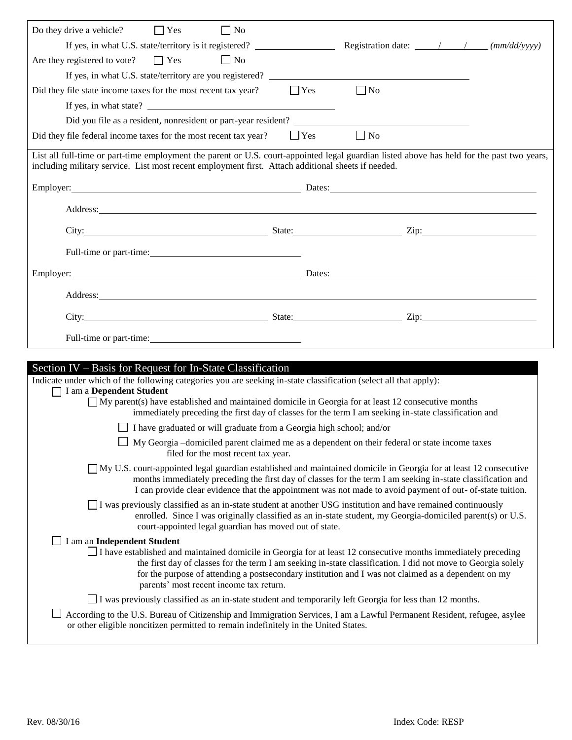Do they drive a vehicle? ☐ Yes ☐ No

If yes, in what U.S. state/territory is it registered? ________________ Registration date: ____/____/____ *(mm/dd/yyyy)*

Are they registered to vote? ☐ Yes ☐ No

If yes, in what U.S. state/territory are you registered? ________________

Did they file state income taxes for the most recent tax year? ☐ Yes ☐ No

If yes, in what state? ________________

Did you file as a resident, nonresident or part-year resident? ________________

Did they file federal income taxes for the most recent tax year? ☐ Yes ☐ No

List all full-time or part-time employment the parent or U.S. court-appointed legal guardian listed above has held for the past two years, including military service. List most recent employment first. Attach additional sheets if needed.

Employer: ________________ Dates: ________________

Address: ________________

City: ________________ State: ________________ Zip: ________________

Full-time or part-time: ________________

Employer: ________________ Dates: ________________

Address: ________________

City: ________________ State: ________________ Zip: ________________

Full-time or part-time: ________________

## Section IV – Basis for Request for In-State Classification

Indicate under which of the following categories you are seeking in-state classification (select all that apply):

☐ I am a **Dependent Student**

- ☐ My parent(s) have established and maintained domicile in Georgia for at least 12 consecutive months immediately preceding the first day of classes for the term I am seeking in-state classification and
  - ☐ I have graduated or will graduate from a Georgia high school; and/or
  - ☐ My Georgia –domiciled parent claimed me as a dependent on their federal or state income taxes filed for the most recent tax year.
- ☐ My U.S. court-appointed legal guardian established and maintained domicile in Georgia for at least 12 consecutive months immediately preceding the first day of classes for the term I am seeking in-state classification and I can provide clear evidence that the appointment was not made to avoid payment of out- of-state tuition.
- ☐ I was previously classified as an in-state student at another USG institution and have remained continuously enrolled. Since I was originally classified as an in-state student, my Georgia-domiciled parent(s) or U.S. court-appointed legal guardian has moved out of state.

☐ I am an **Independent Student**

- ☐ I have established and maintained domicile in Georgia for at least 12 consecutive months immediately preceding the first day of classes for the term I am seeking in-state classification. I did not move to Georgia solely for the purpose of attending a postsecondary institution and I was not claimed as a dependent on my parents' most recent income tax return.
- ☐ I was previously classified as an in-state student and temporarily left Georgia for less than 12 months.

☐ According to the U.S. Bureau of Citizenship and Immigration Services, I am a Lawful Permanent Resident, refugee, asylee or other eligible noncitizen permitted to remain indefinitely in the United States.

Rev. 08/30/16 Index Code: RESP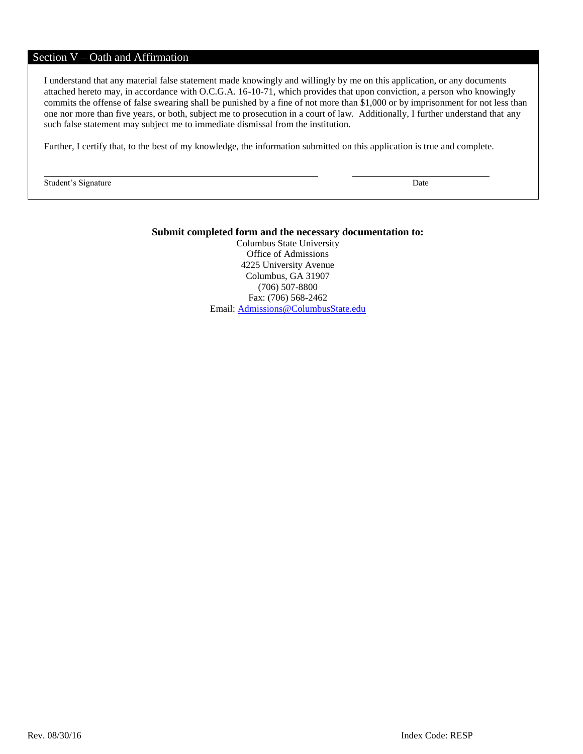## Section V – Oath and Affirmation

I understand that any material false statement made knowingly and willingly by me on this application, or any documents attached hereto may, in accordance with O.C.G.A. 16-10-71, which provides that upon conviction, a person who knowingly commits the offense of false swearing shall be punished by a fine of not more than $1,000 or by imprisonment for not less than one nor more than five years, or both, subject me to prosecution in a court of law. Additionally, I further understand that any such false statement may subject me to immediate dismissal from the institution.

Further, I certify that, to the best of my knowledge, the information submitted on this application is true and complete.

Student's Signature ______________________________ Date ______________

**Submit completed form and the necessary documentation to:**

Columbus State University
Office of Admissions
4225 University Avenue
Columbus, GA 31907
(706) 507-8800
Fax: (706) 568-2462
Email: Admissions@ColumbusState.edu

Rev. 08/30/16 Index Code: RESP